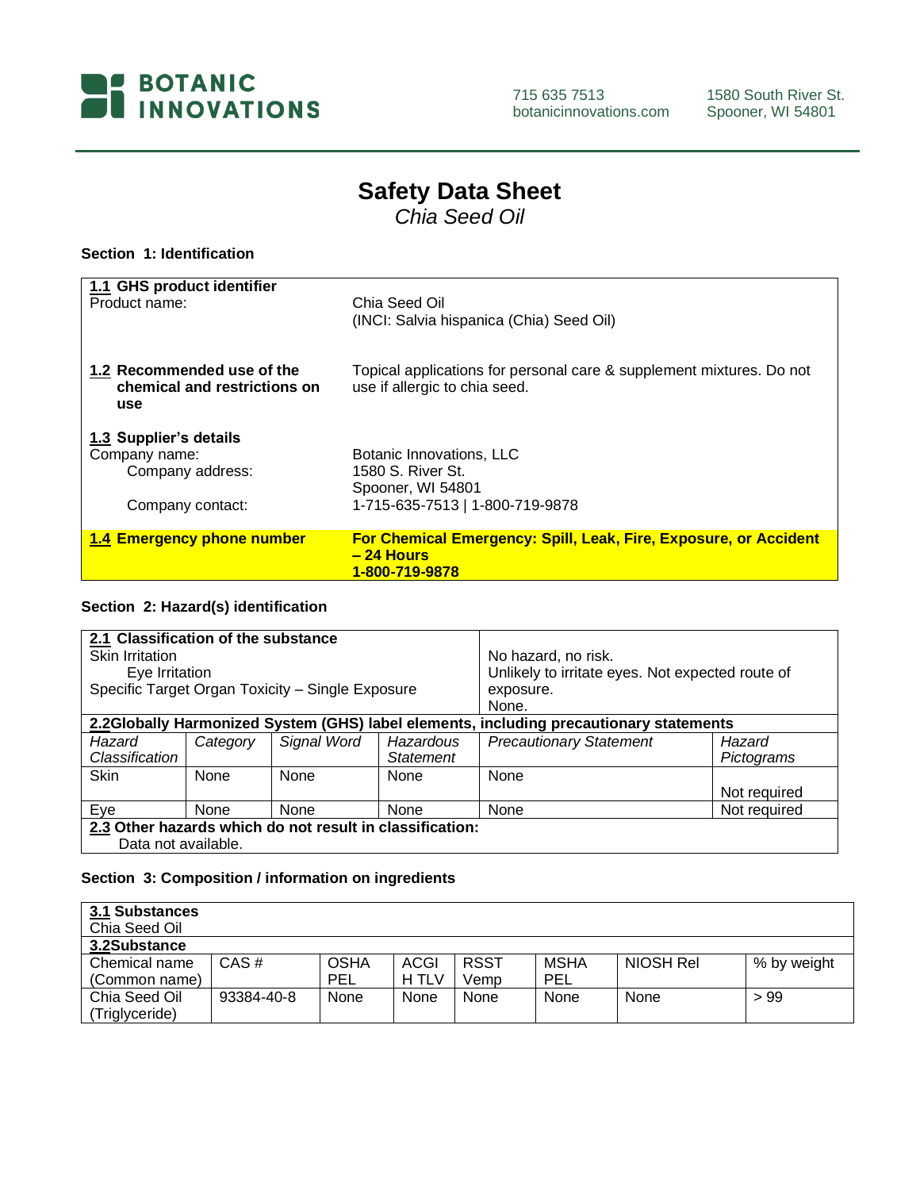**BOTANIC INNOVATIONS**

715 635 7513
botanicinnovations.com

1580 South River St.
Spooner, WI 54801

# Safety Data Sheet

*Chia Seed Oil*

## Section 1: Identification

| | |
|---|---|
| **1.1 GHS product identifier** | |
| Product name: | Chia Seed Oil<br>(INCI: Salvia hispanica (Chia) Seed Oil) |
| **1.2 Recommended use of the chemical and restrictions on use** | Topical applications for personal care & supplement mixtures. Do not use if allergic to chia seed. |
| **1.3 Supplier's details** | |
| Company name: | Botanic Innovations, LLC |
| Company address: | 1580 S. River St.<br>Spooner, WI 54801 |
| Company contact: | 1-715-635-7513 \| 1-800-719-9878 |
| **1.4 Emergency phone number** | **For Chemical Emergency: Spill, Leak, Fire, Exposure, or Accident – 24 Hours**<br>**1-800-719-9878** |

## Section 2: Hazard(s) identification

**2.1 Classification of the substance**

| Classification | |
|---|---|
| Skin Irritation | No hazard, no risk. |
| Eye Irritation | Unlikely to irritate eyes. Not expected route of exposure. |
| Specific Target Organ Toxicity – Single Exposure | None. |

**2.2 Globally Harmonized System (GHS) label elements, including precautionary statements**

| *Hazard Classification* | *Category* | *Signal Word* | *Hazardous Statement* | *Precautionary Statement* | *Hazard Pictograms* |
|---|---|---|---|---|---|
| Skin | None | None | None | None | Not required |
| Eye | None | None | None | None | Not required |

**2.3 Other hazards which do not result in classification:**
Data not available.

## Section 3: Composition / information on ingredients

**3.1 Substances**
Chia Seed Oil

**3.2 Substance**

| Chemical name (Common name) | CAS # | OSHA PEL | ACGIH TLV | RSST Vemp | MSHA PEL | NIOSH Rel | % by weight |
|---|---|---|---|---|---|---|---|
| Chia Seed Oil (Triglyceride) | 93384-40-8 | None | None | None | None | None | > 99 |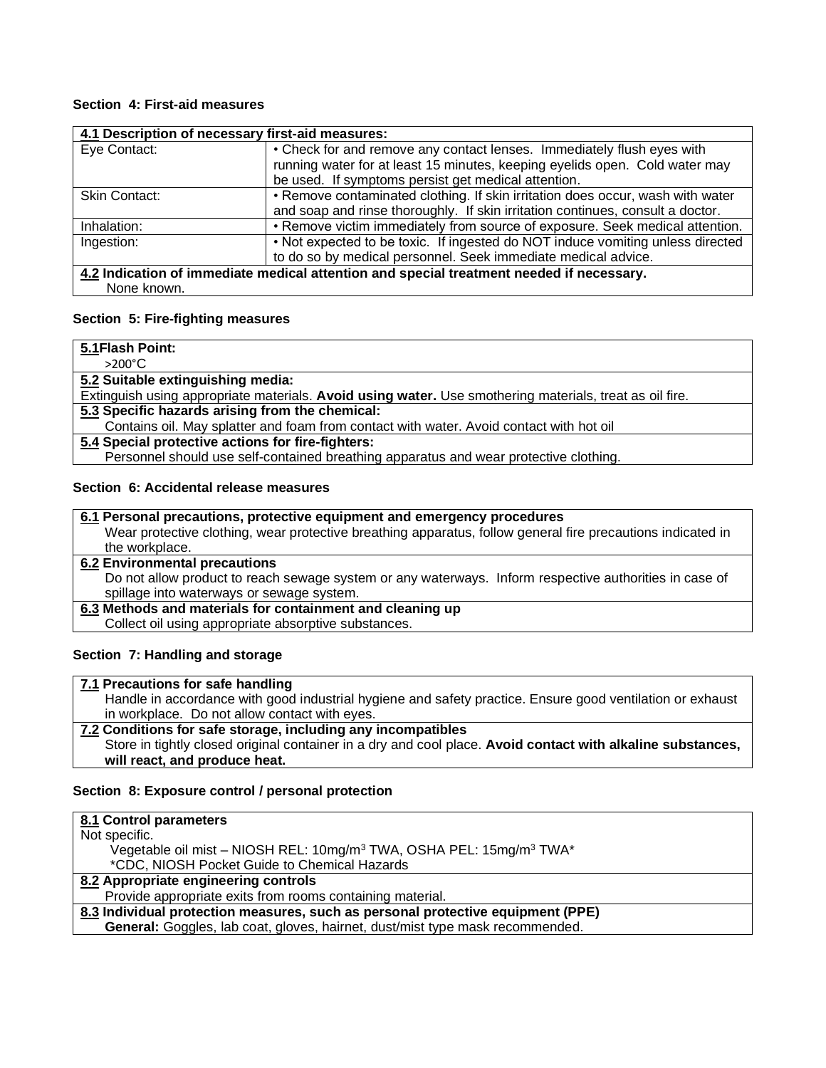### Section 4: First-aid measures

| **4.1 Description of necessary first-aid measures:** | |
|---|---|
| Eye Contact: | • Check for and remove any contact lenses. Immediately flush eyes with running water for at least 15 minutes, keeping eyelids open. Cold water may be used. If symptoms persist get medical attention. |
| Skin Contact: | • Remove contaminated clothing. If skin irritation does occur, wash with water and soap and rinse thoroughly. If skin irritation continues, consult a doctor. |
| Inhalation: | • Remove victim immediately from source of exposure. Seek medical attention. |
| Ingestion: | • Not expected to be toxic. If ingested do NOT induce vomiting unless directed to do so by medical personnel. Seek immediate medical advice. |

**4.2 Indication of immediate medical attention and special treatment needed if necessary.**
None known.

### Section 5: Fire-fighting measures

**5.1Flash Point:**
>200°C

**5.2 Suitable extinguishing media:**
Extinguish using appropriate materials. **Avoid using water.** Use smothering materials, treat as oil fire.

**5.3 Specific hazards arising from the chemical:**
Contains oil. May splatter and foam from contact with water. Avoid contact with hot oil

**5.4 Special protective actions for fire-fighters:**
Personnel should use self-contained breathing apparatus and wear protective clothing.

### Section 6: Accidental release measures

**6.1 Personal precautions, protective equipment and emergency procedures**
Wear protective clothing, wear protective breathing apparatus, follow general fire precautions indicated in the workplace.

**6.2 Environmental precautions**
Do not allow product to reach sewage system or any waterways. Inform respective authorities in case of spillage into waterways or sewage system.

**6.3 Methods and materials for containment and cleaning up**
Collect oil using appropriate absorptive substances.

### Section 7: Handling and storage

**7.1 Precautions for safe handling**
Handle in accordance with good industrial hygiene and safety practice. Ensure good ventilation or exhaust in workplace. Do not allow contact with eyes.

**7.2 Conditions for safe storage, including any incompatibles**
Store in tightly closed original container in a dry and cool place. **Avoid contact with alkaline substances, will react, and produce heat.**

### Section 8: Exposure control / personal protection

**8.1 Control parameters**
Not specific.
Vegetable oil mist – NIOSH REL: 10mg/$m^3$ TWA, OSHA PEL: 15mg/$m^3$ TWA*
*CDC, NIOSH Pocket Guide to Chemical Hazards

**8.2 Appropriate engineering controls**
Provide appropriate exits from rooms containing material.

**8.3 Individual protection measures, such as personal protective equipment (PPE)**
**General:** Goggles, lab coat, gloves, hairnet, dust/mist type mask recommended.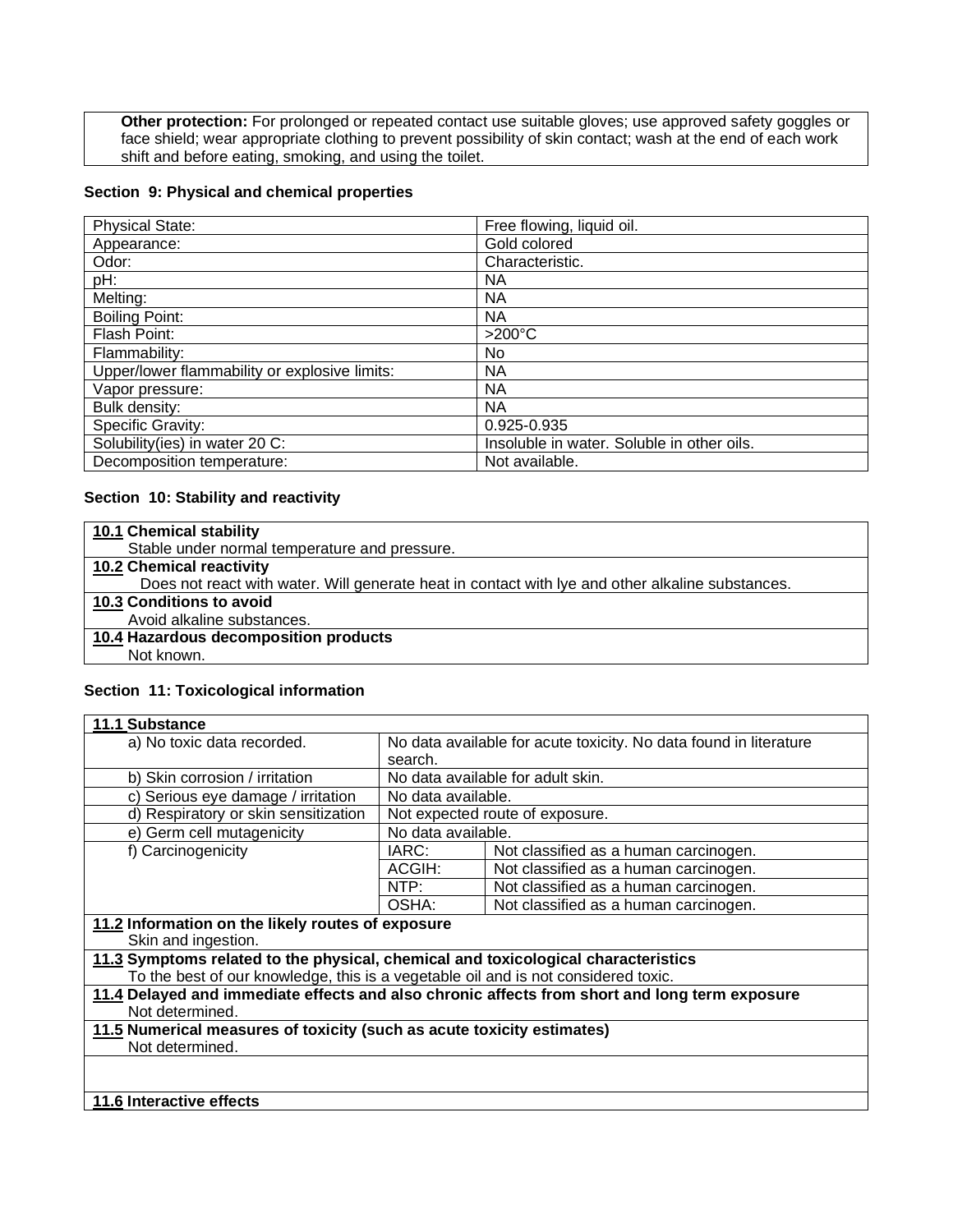**Other protection:** For prolonged or repeated contact use suitable gloves; use approved safety goggles or face shield; wear appropriate clothing to prevent possibility of skin contact; wash at the end of each work shift and before eating, smoking, and using the toilet.

## Section 9: Physical and chemical properties

| Property | Value |
| --- | --- |
| Physical State: | Free flowing, liquid oil. |
| Appearance: | Gold colored |
| Odor: | Characteristic. |
| pH: | NA |
| Melting: | NA |
| Boiling Point: | NA |
| Flash Point: | >200°C |
| Flammability: | No |
| Upper/lower flammability or explosive limits: | NA |
| Vapor pressure: | NA |
| Bulk density: | NA |
| Specific Gravity: | 0.925-0.935 |
| Solubility(ies) in water 20 C: | Insoluble in water. Soluble in other oils. |
| Decomposition temperature: | Not available. |

## Section 10: Stability and reactivity

**10.1 Chemical stability**
Stable under normal temperature and pressure.

**10.2 Chemical reactivity**
Does not react with water. Will generate heat in contact with lye and other alkaline substances.

**10.3 Conditions to avoid**
Avoid alkaline substances.

**10.4 Hazardous decomposition products**
Not known.

## Section 11: Toxicological information

**11.1 Substance**

| Item | | |
| --- | --- | --- |
| a) No toxic data recorded. | No data available for acute toxicity. No data found in literature search. | |
| b) Skin corrosion / irritation | No data available for adult skin. | |
| c) Serious eye damage / irritation | No data available. | |
| d) Respiratory or skin sensitization | Not expected route of exposure. | |
| e) Germ cell mutagenicity | No data available. | |
| f) Carcinogenicity | IARC: | Not classified as a human carcinogen. |
| | ACGIH: | Not classified as a human carcinogen. |
| | NTP: | Not classified as a human carcinogen. |
| | OSHA: | Not classified as a human carcinogen. |

**11.2 Information on the likely routes of exposure**
Skin and ingestion.

**11.3 Symptoms related to the physical, chemical and toxicological characteristics**
To the best of our knowledge, this is a vegetable oil and is not considered toxic.

**11.4 Delayed and immediate effects and also chronic affects from short and long term exposure**
Not determined.

**11.5 Numerical measures of toxicity (such as acute toxicity estimates)**
Not determined.

**11.6 Interactive effects**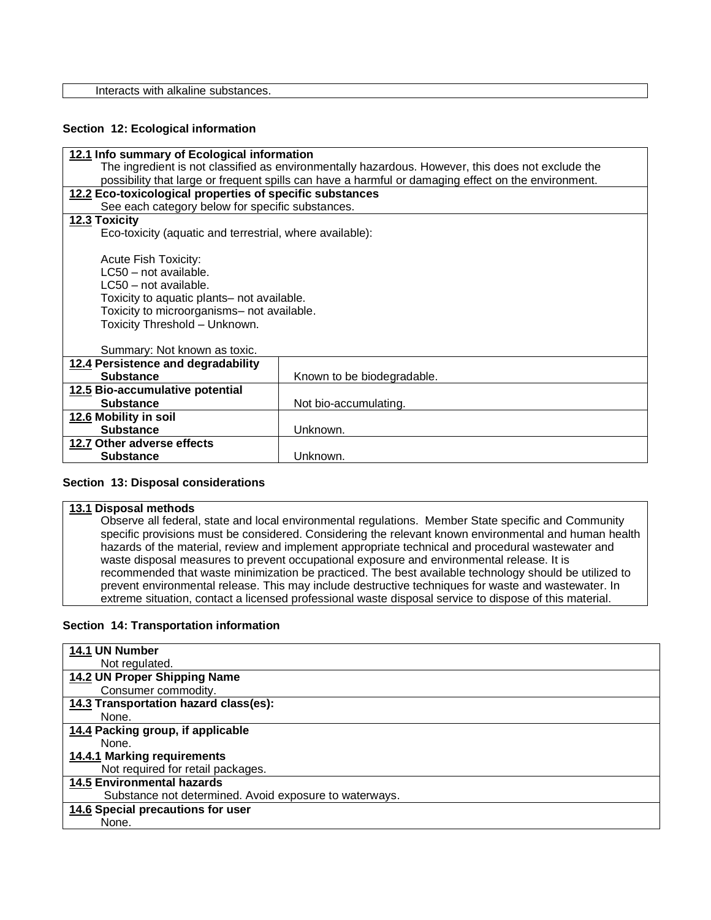| Interacts with alkaline substances. |
|---|

## Section 12: Ecological information

**12.1 Info summary of Ecological information**

The ingredient is not classified as environmentally hazardous. However, this does not exclude the possibility that large or frequent spills can have a harmful or damaging effect on the environment.

**12.2 Eco-toxicological properties of specific substances**

See each category below for specific substances.

**12.3 Toxicity**

Eco-toxicity (aquatic and terrestrial, where available):

Acute Fish Toxicity:
LC50 – not available.
LC50 – not available.
Toxicity to aquatic plants– not available.
Toxicity to microorganisms– not available.
Toxicity Threshold – Unknown.

Summary: Not known as toxic.

| | |
|---|---|
| **12.4 Persistence and degradability** **Substance** | Known to be biodegradable. |
| **12.5 Bio-accumulative potential** **Substance** | Not bio-accumulating. |
| **12.6 Mobility in soil** **Substance** | Unknown. |
| **12.7 Other adverse effects** **Substance** | Unknown. |

## Section 13: Disposal considerations

**13.1 Disposal methods**

Observe all federal, state and local environmental regulations. Member State specific and Community specific provisions must be considered. Considering the relevant known environmental and human health hazards of the material, review and implement appropriate technical and procedural wastewater and waste disposal measures to prevent occupational exposure and environmental release. It is recommended that waste minimization be practiced. The best available technology should be utilized to prevent environmental release. This may include destructive techniques for waste and wastewater. In extreme situation, contact a licensed professional waste disposal service to dispose of this material.

## Section 14: Transportation information

**14.1 UN Number**

Not regulated.

**14.2 UN Proper Shipping Name**

Consumer commodity.

**14.3 Transportation hazard class(es):**

None.

**14.4 Packing group, if applicable**

None.

**14.4.1 Marking requirements**

Not required for retail packages.

**14.5 Environmental hazards**

Substance not determined. Avoid exposure to waterways.

**14.6 Special precautions for user**

None.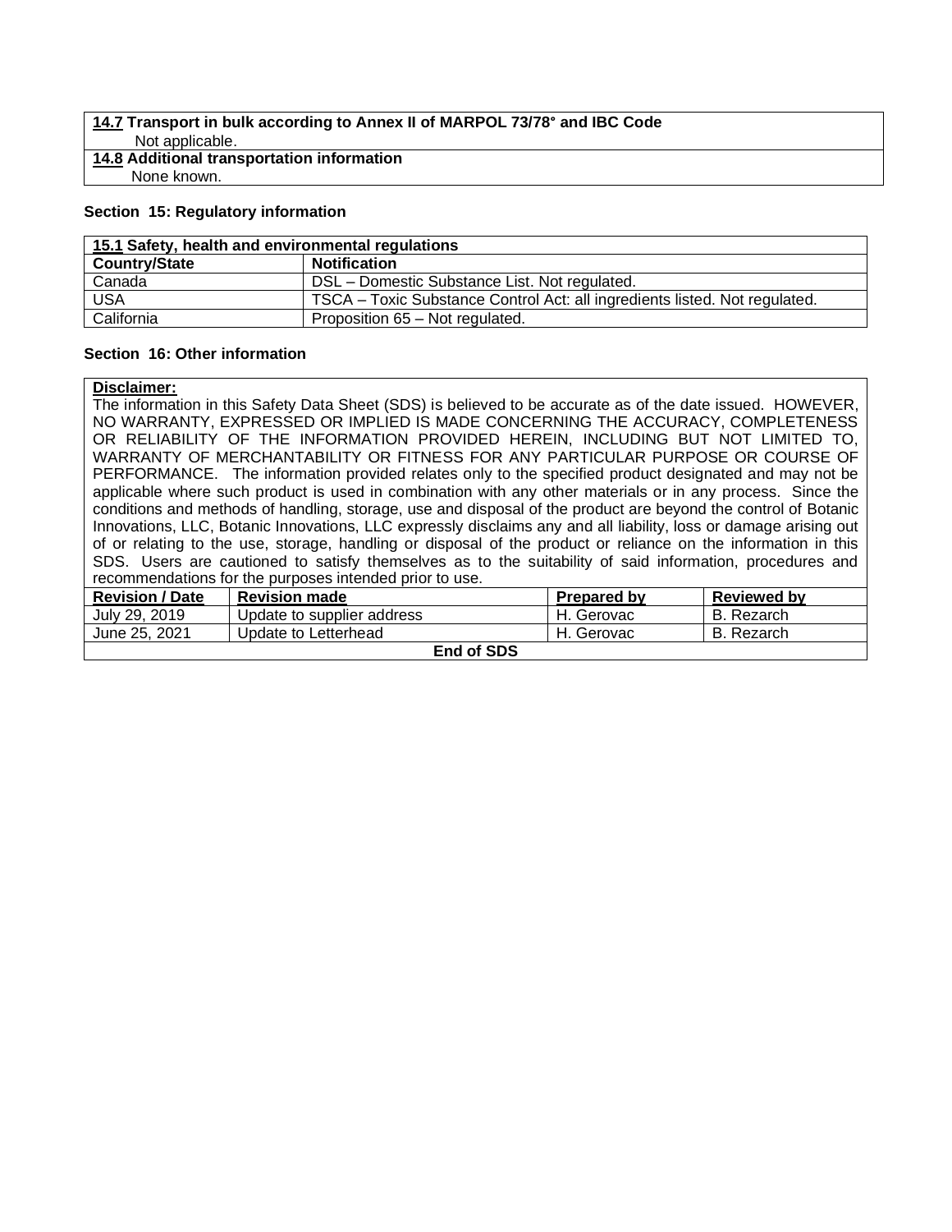**14.7 Transport in bulk according to Annex II of MARPOL 73/78° and IBC Code**

Not applicable.

**14.8 Additional transportation information**

None known.

### Section 15: Regulatory information

| **15.1 Safety, health and environmental regulations** | |
|---|---|
| **Country/State** | **Notification** |
| Canada | DSL – Domestic Substance List. Not regulated. |
| USA | TSCA – Toxic Substance Control Act: all ingredients listed. Not regulated. |
| California | Proposition 65 – Not regulated. |

### Section 16: Other information

**Disclaimer:**

The information in this Safety Data Sheet (SDS) is believed to be accurate as of the date issued. HOWEVER, NO WARRANTY, EXPRESSED OR IMPLIED IS MADE CONCERNING THE ACCURACY, COMPLETENESS OR RELIABILITY OF THE INFORMATION PROVIDED HEREIN, INCLUDING BUT NOT LIMITED TO, WARRANTY OF MERCHANTABILITY OR FITNESS FOR ANY PARTICULAR PURPOSE OR COURSE OF PERFORMANCE. The information provided relates only to the specified product designated and may not be applicable where such product is used in combination with any other materials or in any process. Since the conditions and methods of handling, storage, use and disposal of the product are beyond the control of Botanic Innovations, LLC, Botanic Innovations, LLC expressly disclaims any and all liability, loss or damage arising out of or relating to the use, storage, handling or disposal of the product or reliance on the information in this SDS. Users are cautioned to satisfy themselves as to the suitability of said information, procedures and recommendations for the purposes intended prior to use.

| **Revision / Date** | **Revision made** | **Prepared by** | **Reviewed by** |
|---|---|---|---|
| July 29, 2019 | Update to supplier address | H. Gerovac | B. Rezarch |
| June 25, 2021 | Update to Letterhead | H. Gerovac | B. Rezarch |

**End of SDS**